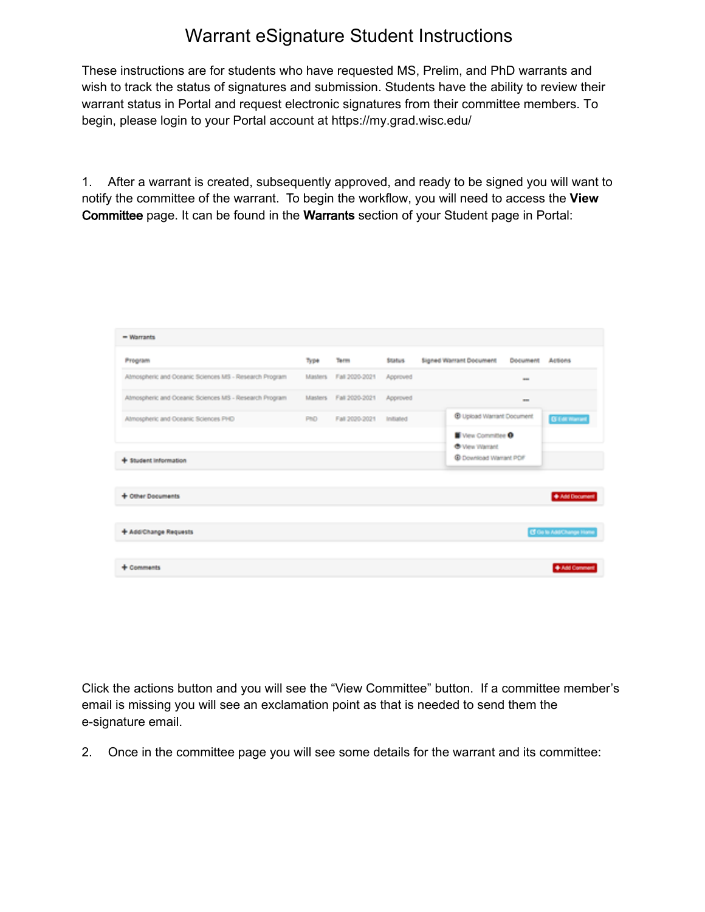# Warrant eSignature Student Instructions

These instructions are for students who have requested MS, Prelim, and PhD warrants and wish to track the status of signatures and submission. Students have the ability to review their warrant status in Portal and request electronic signatures from their committee members. To begin, please login to your Portal account at https://my.grad.wisc.edu/

1. After a warrant is created, subsequently approved, and ready to be signed you will want to notify the committee of the warrant. To begin the workflow, you will need to access the **View Committee** page. It can be found in the **Warrants** section of your Student page in Portal:

Click the actions button and you will see the "View Committee" button. If a committee member's email is missing you will see an exclamation point as that is needed to send them the e-signature email.

2. Once in the committee page you will see some details for the warrant and its committee: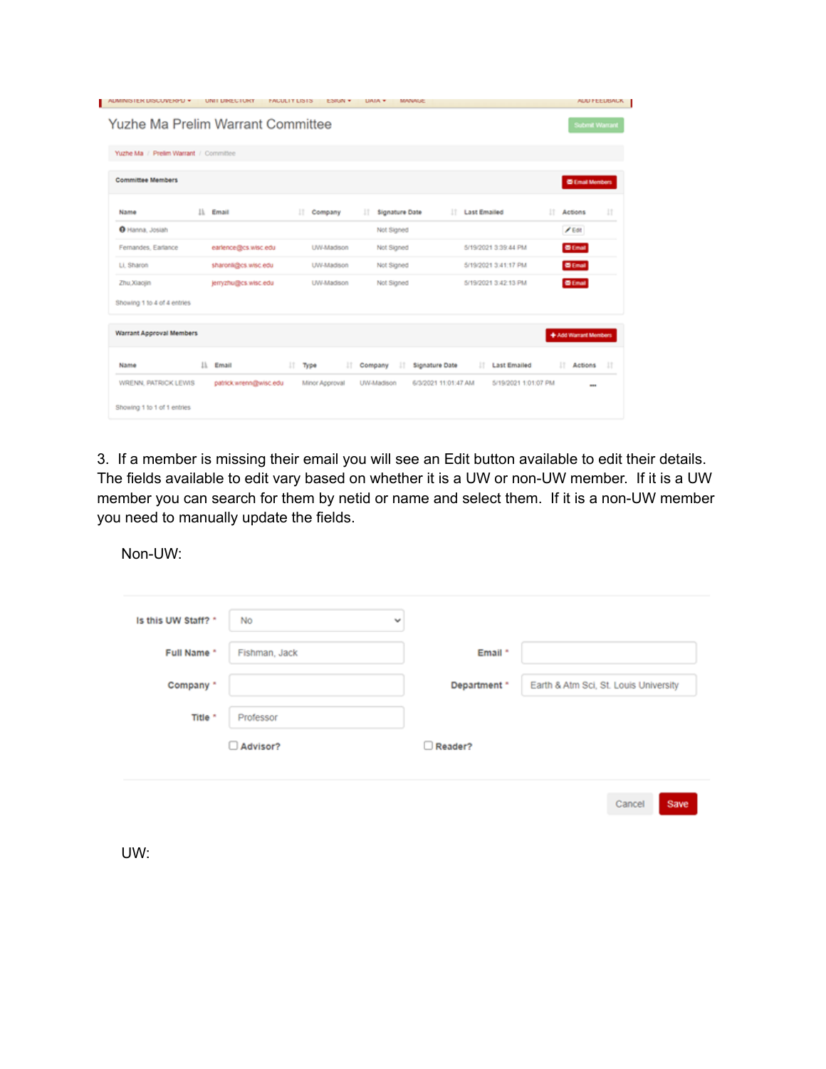ADMINISTER DISCOVERPD ▾ UNIT DIRECTORY FACULTY LISTS ESIGN ▾ DATA ▾ MANAGE ADD FEEDBACK

## Yuzhe Ma Prelim Warrant Committee

Submit Warrant

Yuzhe Ma / Prelim Warrant / Committee

**Committee Members**

Email Members

| Name | Email | Company | Signature Date | Last Emailed | Actions |
|---|---|---|---|---|---|
| Hanna, Josiah | | | Not Signed | | Edit |
| Fernandes, Earlance | earlence@cs.wisc.edu | UW-Madison | Not Signed | 5/19/2021 3:39:44 PM | Email |
| Li, Sharon | sharonli@cs.wisc.edu | UW-Madison | Not Signed | 5/19/2021 3:41:17 PM | Email |
| Zhu,Xiaojin | jerryzhu@cs.wisc.edu | UW-Madison | Not Signed | 5/19/2021 3:42:13 PM | Email |

Showing 1 to 4 of 4 entries

**Warrant Approval Members**

Add Warrant Members

| Name | Email | Type | Company | Signature Date | Last Emailed | Actions |
|---|---|---|---|---|---|---|
| WRENN, PATRICK LEWIS | patrick.wrenn@wisc.edu | Minor Approval | UW-Madison | 6/3/2021 11:01:47 AM | 5/19/2021 1:01:07 PM | ... |

Showing 1 to 1 of 1 entries

3. If a member is missing their email you will see an Edit button available to edit their details. The fields available to edit vary based on whether it is a UW or non-UW member. If it is a UW member you can search for them by netid or name and select them. If it is a non-UW member you need to manually update the fields.

Non-UW:

| | | | |
|---|---|---|---|
| Is this UW Staff? * | No | | |
| Full Name * | Fishman, Jack | Email * | |
| Company * | | Department * | Earth & Atm Sci, St. Louis University |
| Title * | Professor | | |
| | ☐ Advisor? | | ☐ Reader? |

Cancel Save

UW: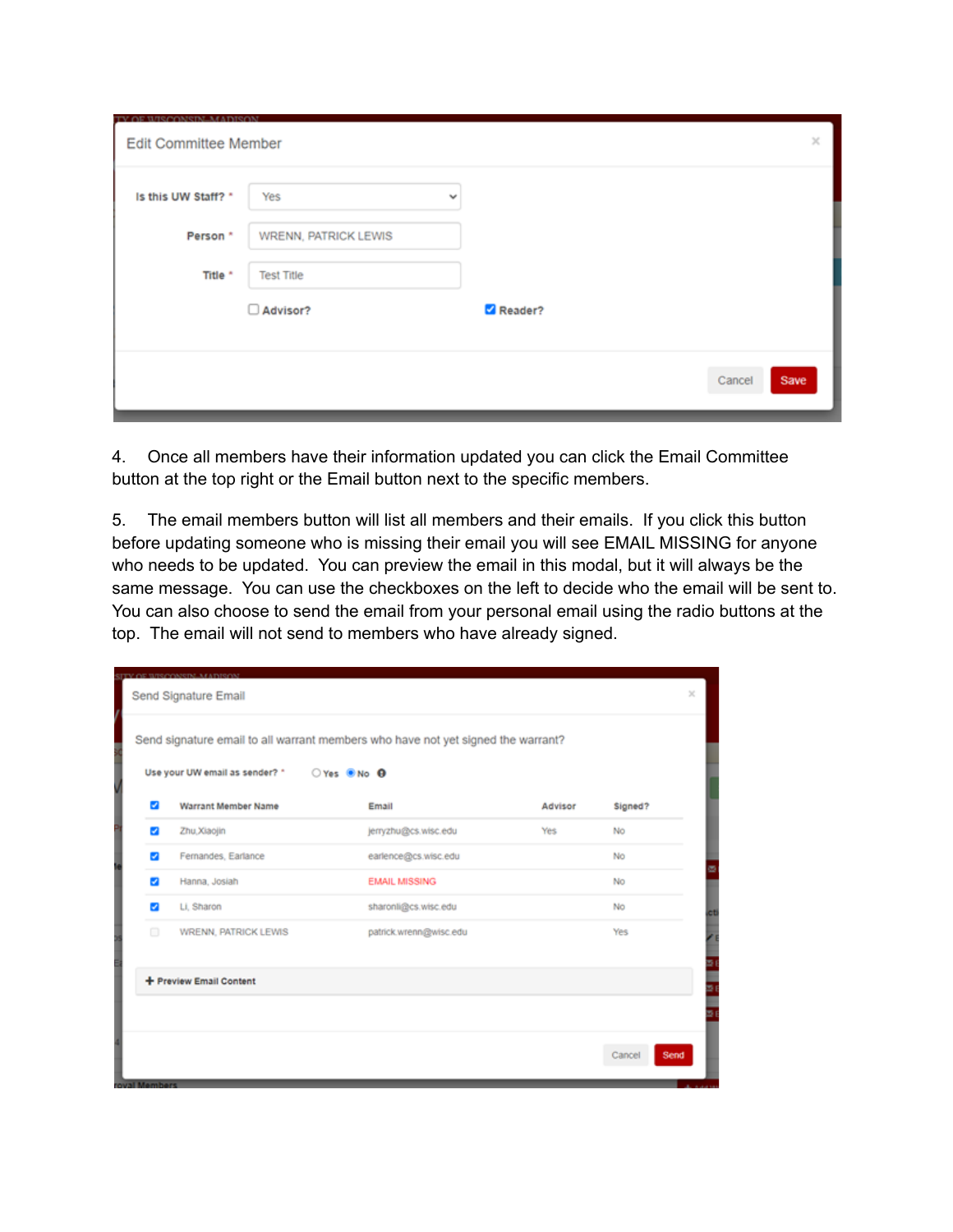Edit Committee Member

| | |
|---|---|
| Is this UW Staff? * | Yes |
| Person * | WRENN, PATRICK LEWIS |
| Title * | Test Title |

☐ Advisor? ☑ Reader?

Cancel Save

4. Once all members have their information updated you can click the Email Committee button at the top right or the Email button next to the specific members.

5. The email members button will list all members and their emails. If you click this button before updating someone who is missing their email you will see EMAIL MISSING for anyone who needs to be updated. You can preview the email in this modal, but it will always be the same message. You can use the checkboxes on the left to decide who the email will be sent to. You can also choose to send the email from your personal email using the radio buttons at the top. The email will not send to members who have already signed.

Send Signature Email

Send signature email to all warrant members who have not yet signed the warrant?

Use your UW email as sender? * ○ Yes ◉ No

| ☑ | Warrant Member Name | Email | Advisor | Signed? |
|---|---|---|---|---|
| ☑ | Zhu,Xiaojin | jerryzhu@cs.wisc.edu | Yes | No |
| ☑ | Fernandes, Earlance | earlence@cs.wisc.edu | | No |
| ☑ | Hanna, Josiah | EMAIL MISSING | | No |
| ☑ | Li, Sharon | sharonli@cs.wisc.edu | | No |
| ☐ | WRENN, PATRICK LEWIS | patrick.wrenn@wisc.edu | | Yes |

+ Preview Email Content

Cancel Send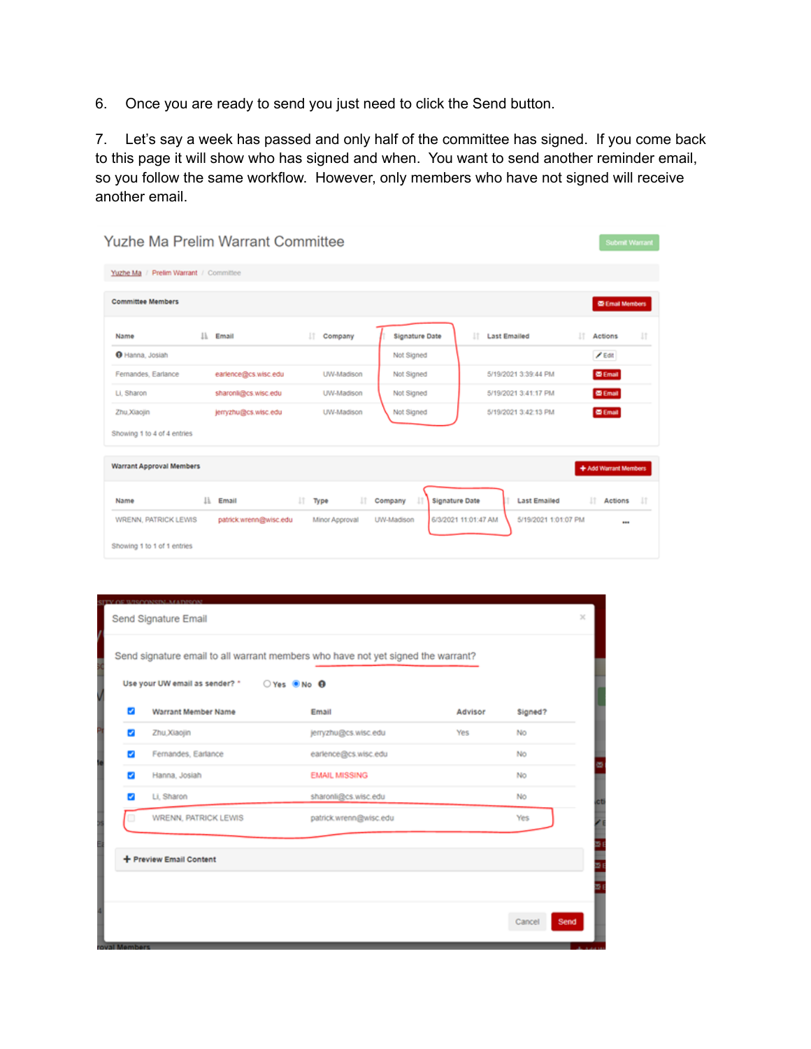6. Once you are ready to send you just need to click the Send button.

7. Let's say a week has passed and only half of the committee has signed. If you come back to this page it will show who has signed and when. You want to send another reminder email, so you follow the same workflow. However, only members who have not signed will receive another email.

Yuzhe Ma Prelim Warrant Committee

Submit Warrant

Yuzhe Ma / Prelim Warrant / Committee

**Committee Members**

Email Members

| Name | Email | Company | Signature Date | Last Emailed | Actions |
|---|---|---|---|---|---|
| Hanna, Josiah | | | Not Signed | | Edit |
| Fernandes, Earlance | earlence@cs.wisc.edu | UW-Madison | Not Signed | 5/19/2021 3:39:44 PM | Email |
| Li, Sharon | sharonli@cs.wisc.edu | UW-Madison | Not Signed | 5/19/2021 3:41:17 PM | Email |
| Zhu,Xiaojin | jerryzhu@cs.wisc.edu | UW-Madison | Not Signed | 5/19/2021 3:42:13 PM | Email |

Showing 1 to 4 of 4 entries

**Warrant Approval Members**

Add Warrant Members

| Name | Email | Type | Company | Signature Date | Last Emailed | Actions |
|---|---|---|---|---|---|---|
| WRENN, PATRICK LEWIS | patrick.wrenn@wisc.edu | Minor Approval | UW-Madison | 6/3/2021 11:01:47 AM | 5/19/2021 1:01:07 PM | ... |

Showing 1 to 1 of 1 entries

Send Signature Email

Send signature email to all warrant members who have not yet signed the warrant?

Use your UW email as sender? * ○ Yes ● No

| ☐ | Warrant Member Name | Email | Advisor | Signed? |
|---|---|---|---|---|
| ☑ | Zhu,Xiaojin | jerryzhu@cs.wisc.edu | Yes | No |
| ☑ | Fernandes, Earlance | earlence@cs.wisc.edu | | No |
| ☑ | Hanna, Josiah | EMAIL MISSING | | No |
| ☑ | Li, Sharon | sharonli@cs.wisc.edu | | No |
| ☐ | WRENN, PATRICK LEWIS | patrick.wrenn@wisc.edu | | Yes |

+ Preview Email Content

Cancel | Send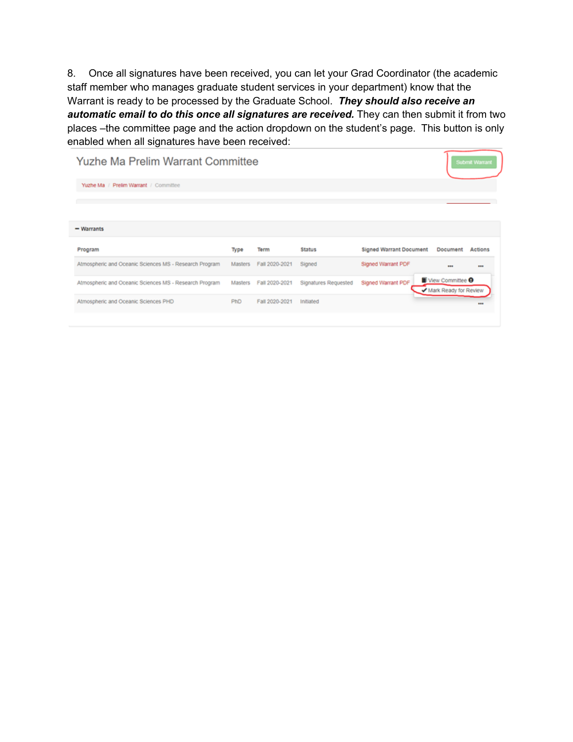8. Once all signatures have been received, you can let your Grad Coordinator (the academic staff member who manages graduate student services in your department) know that the Warrant is ready to be processed by the Graduate School. ***They should also receive an automatic email to do this once all signatures are received.*** They can then submit it from two places –the committee page and the action dropdown on the student's page. This button is only enabled when all signatures have been received:

Yuzhe Ma Prelim Warrant Committee

Submit Warrant

Yuzhe Ma / Prelim Warrant / Committee

— Warrants

| Program | Type | Term | Status | Signed Warrant Document | Document | Actions |
|---|---|---|---|---|---|---|
| Atmospheric and Oceanic Sciences MS - Research Program | Masters | Fall 2020-2021 | Signed | Signed Warrant PDF | ••• | ••• |
| Atmospheric and Oceanic Sciences MS - Research Program | Masters | Fall 2020-2021 | Signatures Requested | Signed Warrant PDF | | |
| Atmospheric and Oceanic Sciences PHD | PhD | Fall 2020-2021 | Initiated | | | ••• |

View Committee

Mark Ready for Review